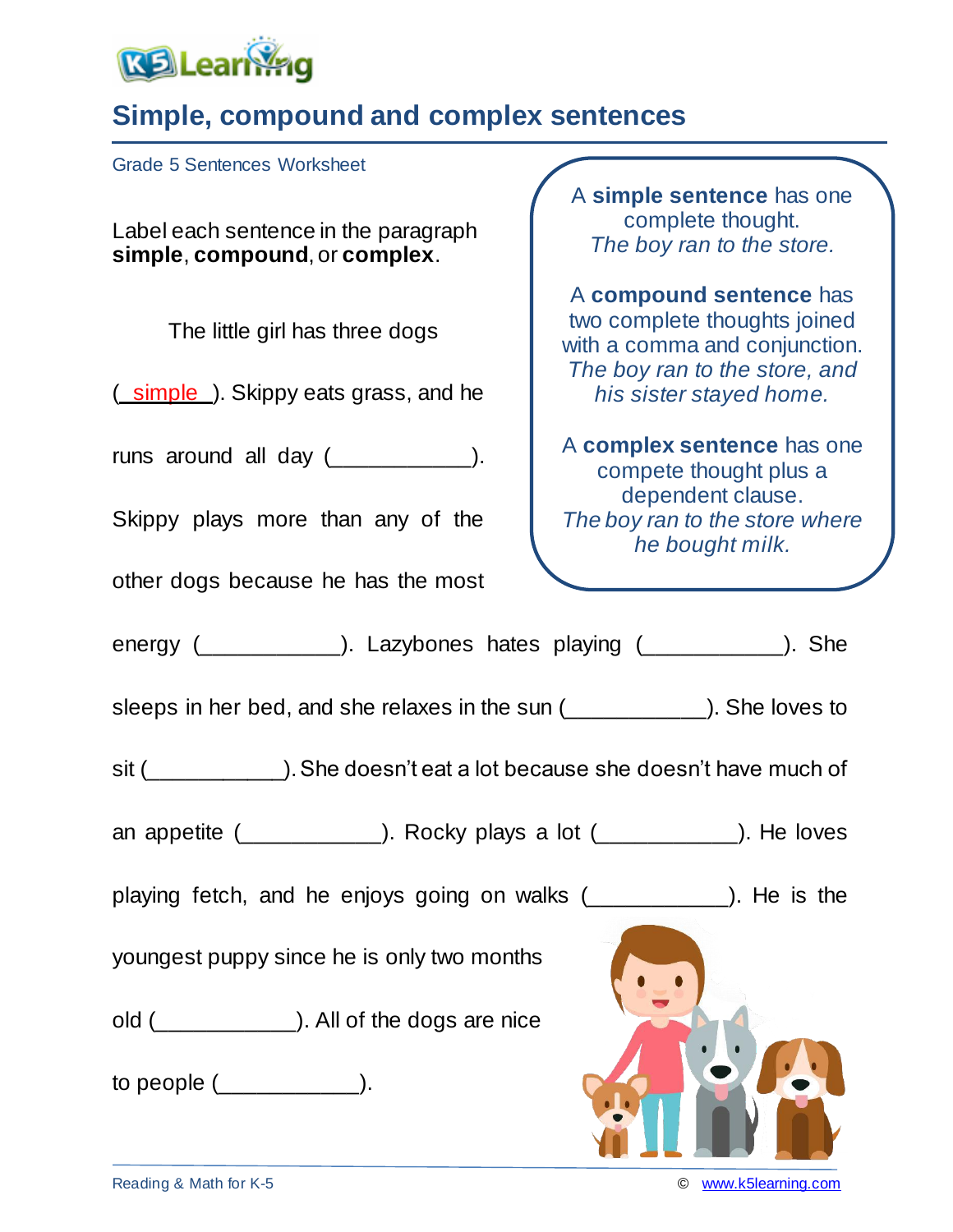# Simple, compound and complex sentences

Grade 5 Sentences Worksheet

Label each sentence in the paragraph **simple**, **compound**, or **complex**.

> A **simple sentence** has one complete thought.
> *The boy ran to the store.*
>
> A **compound sentence** has two complete thoughts joined with a comma and conjunction.
> *The boy ran to the store, and his sister stayed home.*
>
> A **complex sentence** has one compete thought plus a dependent clause.
> *The boy ran to the store where he bought milk.*

The little girl has three dogs (\_simple\_). Skippy eats grass, and he runs around all day (\_\_\_\_\_\_\_\_\_\_\_). Skippy plays more than any of the other dogs because he has the most energy (\_\_\_\_\_\_\_\_\_\_\_). Lazybones hates playing (\_\_\_\_\_\_\_\_\_\_\_). She sleeps in her bed, and she relaxes in the sun (\_\_\_\_\_\_\_\_\_\_\_). She loves to sit (\_\_\_\_\_\_\_\_\_\_\_). She doesn't eat a lot because she doesn't have much of an appetite (\_\_\_\_\_\_\_\_\_\_\_). Rocky plays a lot (\_\_\_\_\_\_\_\_\_\_\_). He loves playing fetch, and he enjoys going on walks (\_\_\_\_\_\_\_\_\_\_\_). He is the youngest puppy since he is only two months old (\_\_\_\_\_\_\_\_\_\_\_). All of the dogs are nice to people (\_\_\_\_\_\_\_\_\_\_\_).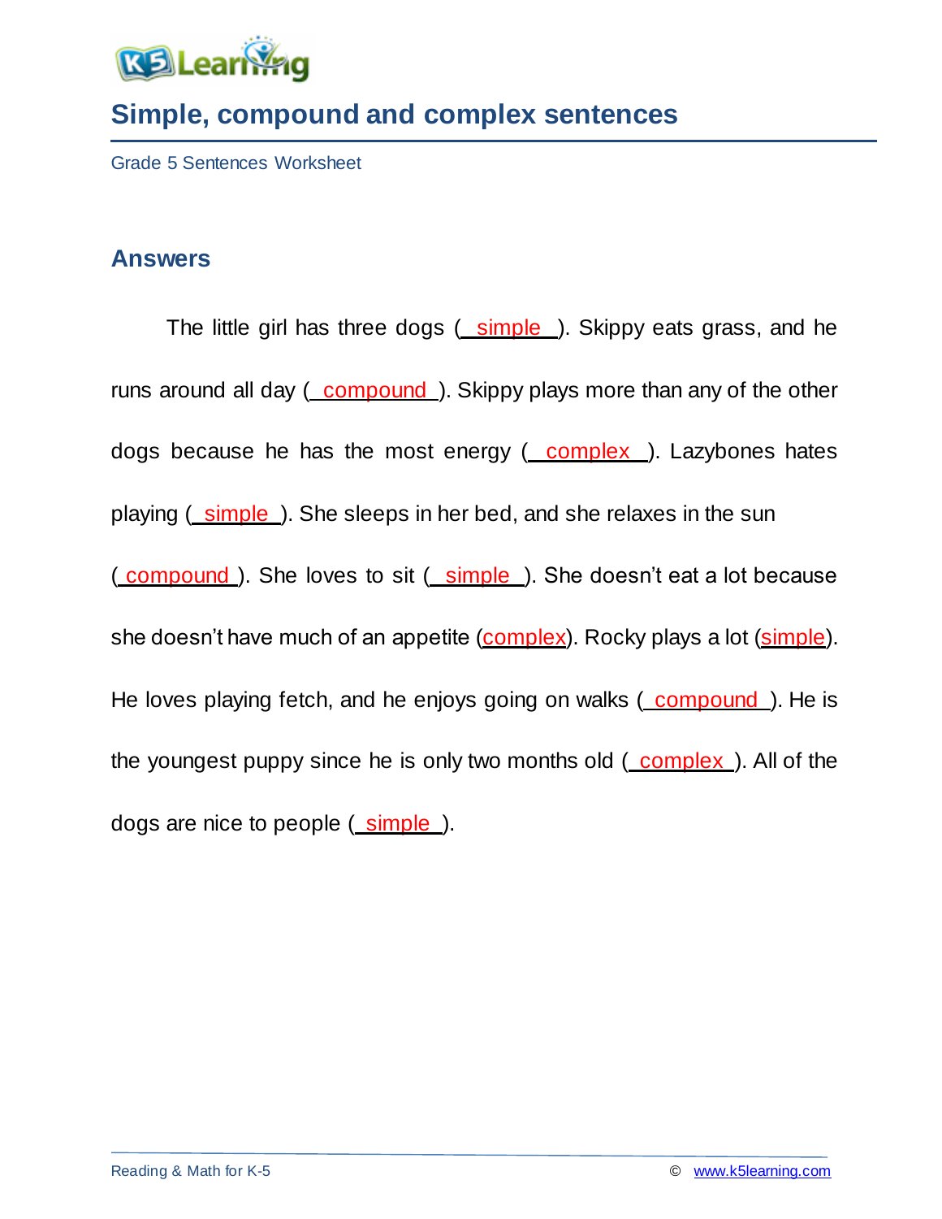# Simple, compound and complex sentences

Grade 5 Sentences Worksheet

## Answers

The little girl has three dogs (simple). Skippy eats grass, and he runs around all day (compound). Skippy plays more than any of the other dogs because he has the most energy (complex). Lazybones hates playing (simple). She sleeps in her bed, and she relaxes in the sun (compound). She loves to sit (simple). She doesn't eat a lot because she doesn't have much of an appetite (complex). Rocky plays a lot (simple). He loves playing fetch, and he enjoys going on walks (compound). He is the youngest puppy since he is only two months old (complex). All of the dogs are nice to people (simple).